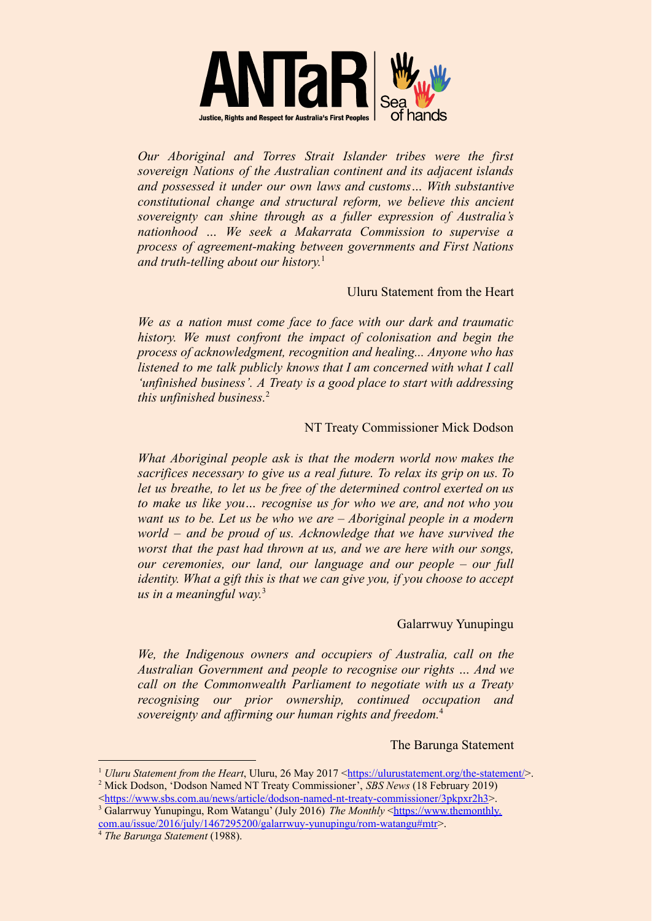ANTaR
Justice, Rights and Respect for Australia's First Peoples
Sea of hands

*Our Aboriginal and Torres Strait Islander tribes were the first sovereign Nations of the Australian continent and its adjacent islands and possessed it under our own laws and customs… With substantive constitutional change and structural reform, we believe this ancient sovereignty can shine through as a fuller expression of Australia's nationhood … We seek a Makarrata Commission to supervise a process of agreement-making between governments and First Nations and truth-telling about our history.*[1]

Uluru Statement from the Heart

*We as a nation must come face to face with our dark and traumatic history. We must confront the impact of colonisation and begin the process of acknowledgment, recognition and healing... Anyone who has listened to me talk publicly knows that I am concerned with what I call 'unfinished business'. A Treaty is a good place to start with addressing this unfinished business.*[2]

NT Treaty Commissioner Mick Dodson

*What Aboriginal people ask is that the modern world now makes the sacrifices necessary to give us a real future. To relax its grip on us. To let us breathe, to let us be free of the determined control exerted on us to make us like you… recognise us for who we are, and not who you want us to be. Let us be who we are – Aboriginal people in a modern world – and be proud of us. Acknowledge that we have survived the worst that the past had thrown at us, and we are here with our songs, our ceremonies, our land, our language and our people – our full identity. What a gift this is that we can give you, if you choose to accept us in a meaningful way.*[3]

Galarrwuy Yunupingu

*We, the Indigenous owners and occupiers of Australia, call on the Australian Government and people to recognise our rights … And we call on the Commonwealth Parliament to negotiate with us a Treaty recognising our prior ownership, continued occupation and sovereignty and affirming our human rights and freedom.*[4]

The Barunga Statement

---

[1] *Uluru Statement from the Heart*, Uluru, 26 May 2017 <https://ulurustatement.org/the-statement/>.

[2] Mick Dodson, 'Dodson Named NT Treaty Commissioner', *SBS News* (18 February 2019) <https://www.sbs.com.au/news/article/dodson-named-nt-treaty-commissioner/3pkpxr2h3>.

[3] Galarrwuy Yunupingu, Rom Watangu' (July 2016) *The Monthly* <https://www.themonthly.com.au/issue/2016/july/1467295200/galarrwuy-yunupingu/rom-watangu#mtr>.

[4] *The Barunga Statement* (1988).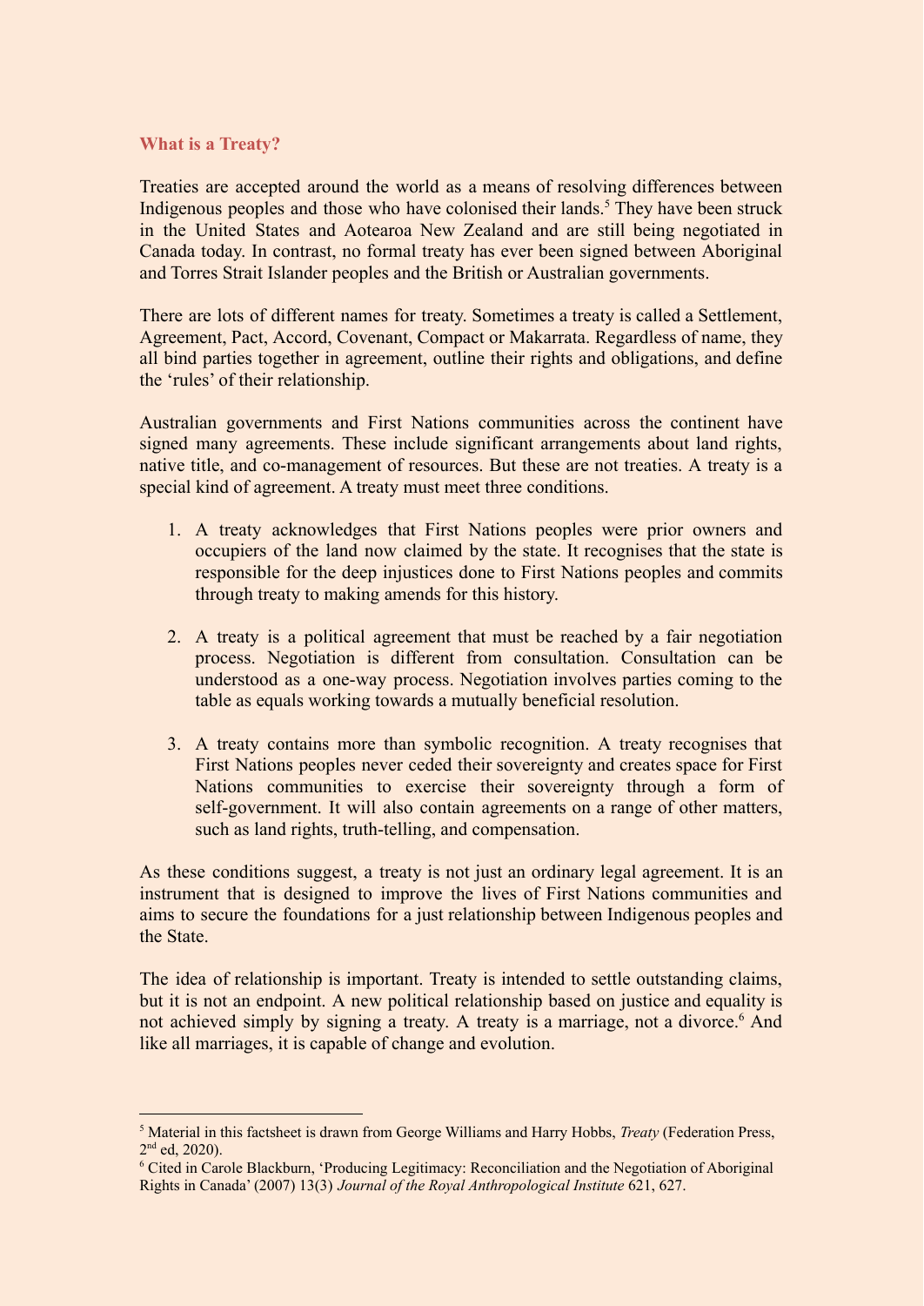## What is a Treaty?

Treaties are accepted around the world as a means of resolving differences between Indigenous peoples and those who have colonised their lands.[5] They have been struck in the United States and Aotearoa New Zealand and are still being negotiated in Canada today. In contrast, no formal treaty has ever been signed between Aboriginal and Torres Strait Islander peoples and the British or Australian governments.

There are lots of different names for treaty. Sometimes a treaty is called a Settlement, Agreement, Pact, Accord, Covenant, Compact or Makarrata. Regardless of name, they all bind parties together in agreement, outline their rights and obligations, and define the 'rules' of their relationship.

Australian governments and First Nations communities across the continent have signed many agreements. These include significant arrangements about land rights, native title, and co-management of resources. But these are not treaties. A treaty is a special kind of agreement. A treaty must meet three conditions.

1. A treaty acknowledges that First Nations peoples were prior owners and occupiers of the land now claimed by the state. It recognises that the state is responsible for the deep injustices done to First Nations peoples and commits through treaty to making amends for this history.

2. A treaty is a political agreement that must be reached by a fair negotiation process. Negotiation is different from consultation. Consultation can be understood as a one-way process. Negotiation involves parties coming to the table as equals working towards a mutually beneficial resolution.

3. A treaty contains more than symbolic recognition. A treaty recognises that First Nations peoples never ceded their sovereignty and creates space for First Nations communities to exercise their sovereignty through a form of self-government. It will also contain agreements on a range of other matters, such as land rights, truth-telling, and compensation.

As these conditions suggest, a treaty is not just an ordinary legal agreement. It is an instrument that is designed to improve the lives of First Nations communities and aims to secure the foundations for a just relationship between Indigenous peoples and the State.

The idea of relationship is important. Treaty is intended to settle outstanding claims, but it is not an endpoint. A new political relationship based on justice and equality is not achieved simply by signing a treaty. A treaty is a marriage, not a divorce.[6] And like all marriages, it is capable of change and evolution.

---

[5] Material in this factsheet is drawn from George Williams and Harry Hobbs, *Treaty* (Federation Press, 2nd ed, 2020).

[6] Cited in Carole Blackburn, 'Producing Legitimacy: Reconciliation and the Negotiation of Aboriginal Rights in Canada' (2007) 13(3) *Journal of the Royal Anthropological Institute* 621, 627.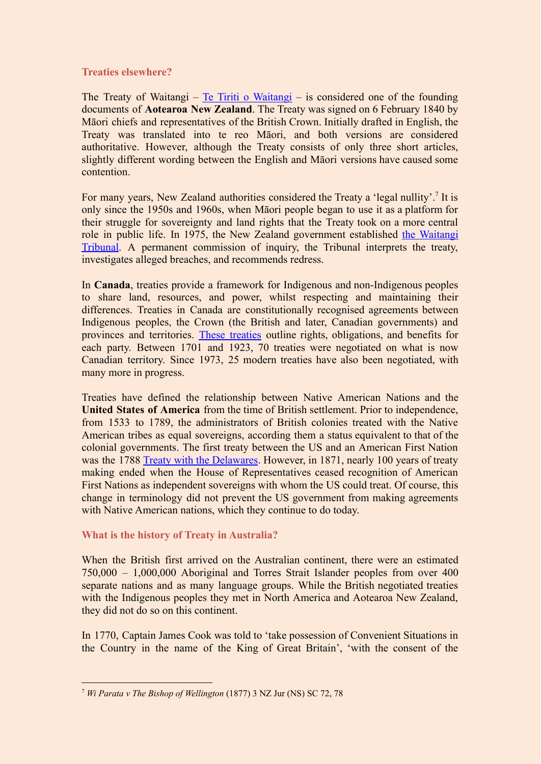## Treaties elsewhere?

The Treaty of Waitangi – [Te Tiriti o Waitangi] – is considered one of the founding documents of **Aotearoa New Zealand**. The Treaty was signed on 6 February 1840 by Māori chiefs and representatives of the British Crown. Initially drafted in English, the Treaty was translated into te reo Māori, and both versions are considered authoritative. However, although the Treaty consists of only three short articles, slightly different wording between the English and Māori versions have caused some contention.

For many years, New Zealand authorities considered the Treaty a 'legal nullity'.[7] It is only since the 1950s and 1960s, when Māori people began to use it as a platform for their struggle for sovereignty and land rights that the Treaty took on a more central role in public life. In 1975, the New Zealand government established [the Waitangi Tribunal]. A permanent commission of inquiry, the Tribunal interprets the treaty, investigates alleged breaches, and recommends redress.

In **Canada**, treaties provide a framework for Indigenous and non-Indigenous peoples to share land, resources, and power, whilst respecting and maintaining their differences. Treaties in Canada are constitutionally recognised agreements between Indigenous peoples, the Crown (the British and later, Canadian governments) and provinces and territories. [These treaties] outline rights, obligations, and benefits for each party. Between 1701 and 1923, 70 treaties were negotiated on what is now Canadian territory. Since 1973, 25 modern treaties have also been negotiated, with many more in progress.

Treaties have defined the relationship between Native American Nations and the **United States of America** from the time of British settlement. Prior to independence, from 1533 to 1789, the administrators of British colonies treated with the Native American tribes as equal sovereigns, according them a status equivalent to that of the colonial governments. The first treaty between the US and an American First Nation was the 1788 [Treaty with the Delawares]. However, in 1871, nearly 100 years of treaty making ended when the House of Representatives ceased recognition of American First Nations as independent sovereigns with whom the US could treat. Of course, this change in terminology did not prevent the US government from making agreements with Native American nations, which they continue to do today.

## What is the history of Treaty in Australia?

When the British first arrived on the Australian continent, there were an estimated 750,000 – 1,000,000 Aboriginal and Torres Strait Islander peoples from over 400 separate nations and as many language groups. While the British negotiated treaties with the Indigenous peoples they met in North America and Aotearoa New Zealand, they did not do so on this continent.

In 1770, Captain James Cook was told to 'take possession of Convenient Situations in the Country in the name of the King of Great Britain', 'with the consent of the

---

[7] *Wi Parata v The Bishop of Wellington* (1877) 3 NZ Jur (NS) SC 72, 78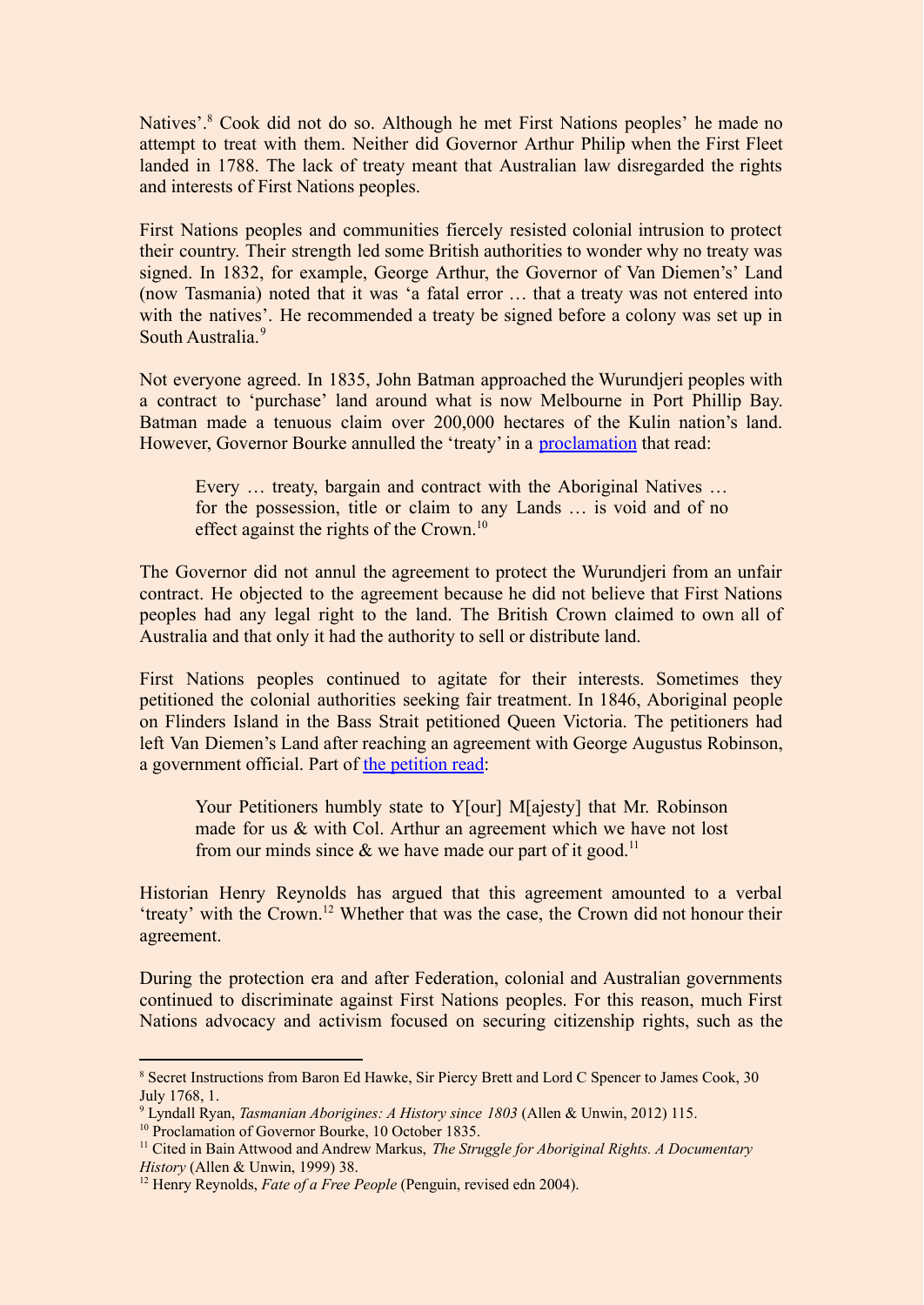Natives'.[8] Cook did not do so. Although he met First Nations peoples' he made no attempt to treat with them. Neither did Governor Arthur Philip when the First Fleet landed in 1788. The lack of treaty meant that Australian law disregarded the rights and interests of First Nations peoples.

First Nations peoples and communities fiercely resisted colonial intrusion to protect their country. Their strength led some British authorities to wonder why no treaty was signed. In 1832, for example, George Arthur, the Governor of Van Diemen's' Land (now Tasmania) noted that it was 'a fatal error … that a treaty was not entered into with the natives'. He recommended a treaty be signed before a colony was set up in South Australia.[9]

Not everyone agreed. In 1835, John Batman approached the Wurundjeri peoples with a contract to 'purchase' land around what is now Melbourne in Port Phillip Bay. Batman made a tenuous claim over 200,000 hectares of the Kulin nation's land. However, Governor Bourke annulled the 'treaty' in a proclamation that read:

> Every … treaty, bargain and contract with the Aboriginal Natives … for the possession, title or claim to any Lands … is void and of no effect against the rights of the Crown.[10]

The Governor did not annul the agreement to protect the Wurundjeri from an unfair contract. He objected to the agreement because he did not believe that First Nations peoples had any legal right to the land. The British Crown claimed to own all of Australia and that only it had the authority to sell or distribute land.

First Nations peoples continued to agitate for their interests. Sometimes they petitioned the colonial authorities seeking fair treatment. In 1846, Aboriginal people on Flinders Island in the Bass Strait petitioned Queen Victoria. The petitioners had left Van Diemen's Land after reaching an agreement with George Augustus Robinson, a government official. Part of the petition read:

> Your Petitioners humbly state to Y[our] M[ajesty] that Mr. Robinson made for us & with Col. Arthur an agreement which we have not lost from our minds since & we have made our part of it good.[11]

Historian Henry Reynolds has argued that this agreement amounted to a verbal 'treaty' with the Crown.[12] Whether that was the case, the Crown did not honour their agreement.

During the protection era and after Federation, colonial and Australian governments continued to discriminate against First Nations peoples. For this reason, much First Nations advocacy and activism focused on securing citizenship rights, such as the

---

[8] Secret Instructions from Baron Ed Hawke, Sir Piercy Brett and Lord C Spencer to James Cook, 30 July 1768, 1.

[9] Lyndall Ryan, *Tasmanian Aborigines: A History since 1803* (Allen & Unwin, 2012) 115.

[10] Proclamation of Governor Bourke, 10 October 1835.

[11] Cited in Bain Attwood and Andrew Markus, *The Struggle for Aboriginal Rights. A Documentary History* (Allen & Unwin, 1999) 38.

[12] Henry Reynolds, *Fate of a Free People* (Penguin, revised edn 2004).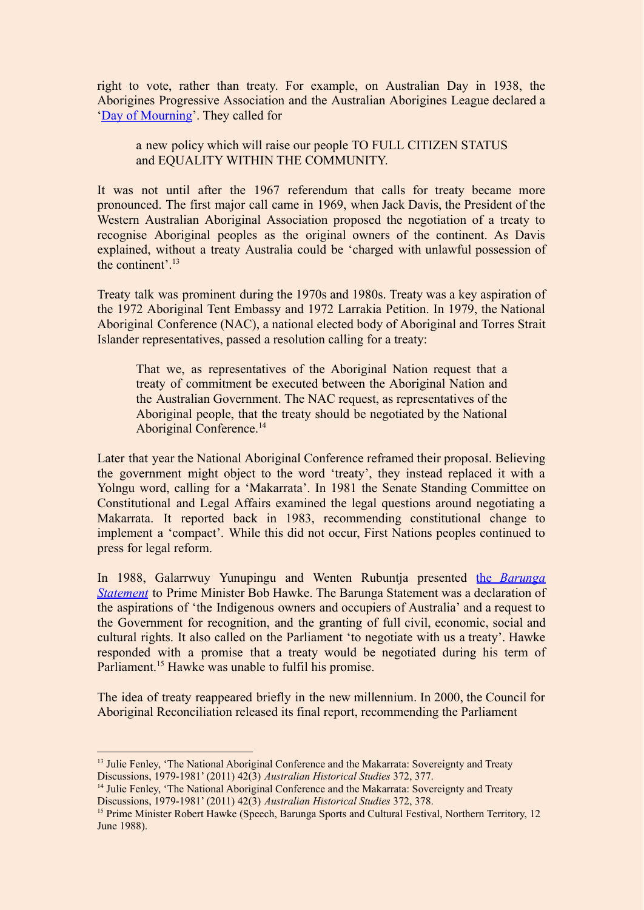right to vote, rather than treaty. For example, on Australian Day in 1938, the Aborigines Progressive Association and the Australian Aborigines League declared a '[Day of Mourning](#)'. They called for

> a new policy which will raise our people TO FULL CITIZEN STATUS and EQUALITY WITHIN THE COMMUNITY.

It was not until after the 1967 referendum that calls for treaty became more pronounced. The first major call came in 1969, when Jack Davis, the President of the Western Australian Aboriginal Association proposed the negotiation of a treaty to recognise Aboriginal peoples as the original owners of the continent. As Davis explained, without a treaty Australia could be 'charged with unlawful possession of the continent'.[13]

Treaty talk was prominent during the 1970s and 1980s. Treaty was a key aspiration of the 1972 Aboriginal Tent Embassy and 1972 Larrakia Petition. In 1979, the National Aboriginal Conference (NAC), a national elected body of Aboriginal and Torres Strait Islander representatives, passed a resolution calling for a treaty:

> That we, as representatives of the Aboriginal Nation request that a treaty of commitment be executed between the Aboriginal Nation and the Australian Government. The NAC request, as representatives of the Aboriginal people, that the treaty should be negotiated by the National Aboriginal Conference.[14]

Later that year the National Aboriginal Conference reframed their proposal. Believing the government might object to the word 'treaty', they instead replaced it with a Yolngu word, calling for a 'Makarrata'. In 1981 the Senate Standing Committee on Constitutional and Legal Affairs examined the legal questions around negotiating a Makarrata. It reported back in 1983, recommending constitutional change to implement a 'compact'. While this did not occur, First Nations peoples continued to press for legal reform.

In 1988, Galarrwuy Yunupingu and Wenten Rubuntja presented [the *Barunga Statement*](#) to Prime Minister Bob Hawke. The Barunga Statement was a declaration of the aspirations of 'the Indigenous owners and occupiers of Australia' and a request to the Government for recognition, and the granting of full civil, economic, social and cultural rights. It also called on the Parliament 'to negotiate with us a treaty'. Hawke responded with a promise that a treaty would be negotiated during his term of Parliament.[15] Hawke was unable to fulfil his promise.

The idea of treaty reappeared briefly in the new millennium. In 2000, the Council for Aboriginal Reconciliation released its final report, recommending the Parliament

---

[13] Julie Fenley, 'The National Aboriginal Conference and the Makarrata: Sovereignty and Treaty Discussions, 1979-1981' (2011) 42(3) *Australian Historical Studies* 372, 377.

[14] Julie Fenley, 'The National Aboriginal Conference and the Makarrata: Sovereignty and Treaty Discussions, 1979-1981' (2011) 42(3) *Australian Historical Studies* 372, 378.

[15] Prime Minister Robert Hawke (Speech, Barunga Sports and Cultural Festival, Northern Territory, 12 June 1988).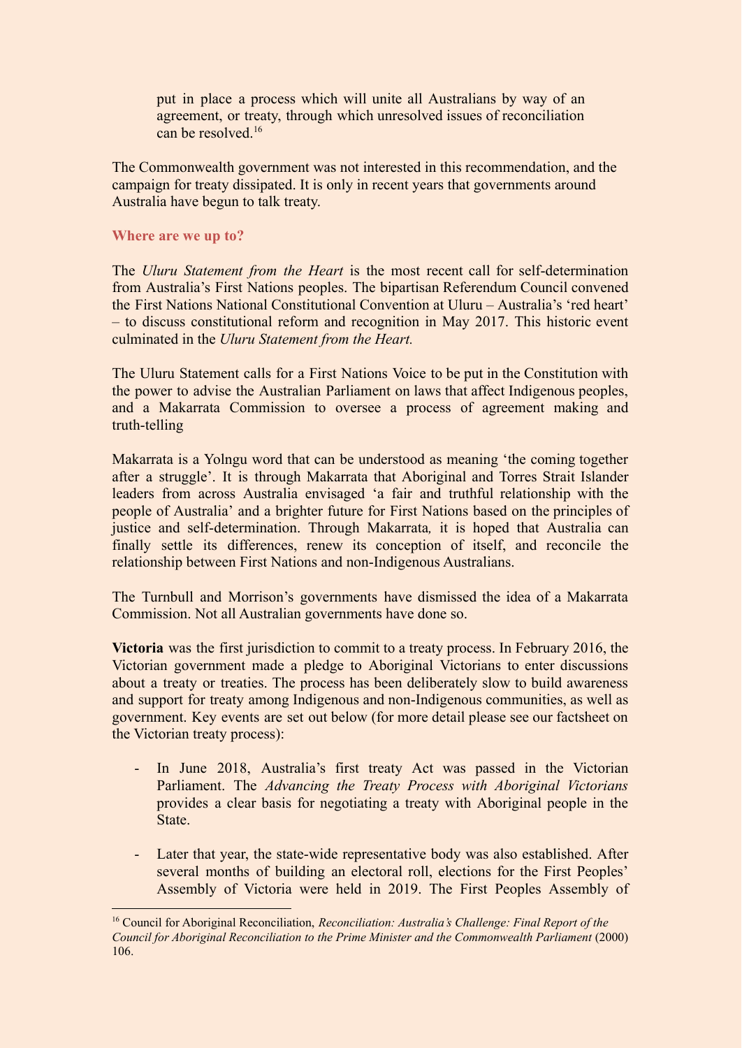> put in place a process which will unite all Australians by way of an agreement, or treaty, through which unresolved issues of reconciliation can be resolved.[16]

The Commonwealth government was not interested in this recommendation, and the campaign for treaty dissipated. It is only in recent years that governments around Australia have begun to talk treaty.

### Where are we up to?

The *Uluru Statement from the Heart* is the most recent call for self-determination from Australia's First Nations peoples. The bipartisan Referendum Council convened the First Nations National Constitutional Convention at Uluru – Australia's 'red heart' – to discuss constitutional reform and recognition in May 2017. This historic event culminated in the *Uluru Statement from the Heart.*

The Uluru Statement calls for a First Nations Voice to be put in the Constitution with the power to advise the Australian Parliament on laws that affect Indigenous peoples, and a Makarrata Commission to oversee a process of agreement making and truth-telling

Makarrata is a Yolngu word that can be understood as meaning 'the coming together after a struggle'. It is through Makarrata that Aboriginal and Torres Strait Islander leaders from across Australia envisaged 'a fair and truthful relationship with the people of Australia' and a brighter future for First Nations based on the principles of justice and self-determination. Through Makarrata*,* it is hoped that Australia can finally settle its differences, renew its conception of itself, and reconcile the relationship between First Nations and non-Indigenous Australians.

The Turnbull and Morrison's governments have dismissed the idea of a Makarrata Commission. Not all Australian governments have done so.

**Victoria** was the first jurisdiction to commit to a treaty process. In February 2016, the Victorian government made a pledge to Aboriginal Victorians to enter discussions about a treaty or treaties. The process has been deliberately slow to build awareness and support for treaty among Indigenous and non-Indigenous communities, as well as government. Key events are set out below (for more detail please see our factsheet on the Victorian treaty process):

- In June 2018, Australia's first treaty Act was passed in the Victorian Parliament. The *Advancing the Treaty Process with Aboriginal Victorians* provides a clear basis for negotiating a treaty with Aboriginal people in the State.

- Later that year, the state-wide representative body was also established. After several months of building an electoral roll, elections for the First Peoples' Assembly of Victoria were held in 2019. The First Peoples Assembly of

[16] Council for Aboriginal Reconciliation, *Reconciliation: Australia's Challenge: Final Report of the Council for Aboriginal Reconciliation to the Prime Minister and the Commonwealth Parliament* (2000) 106.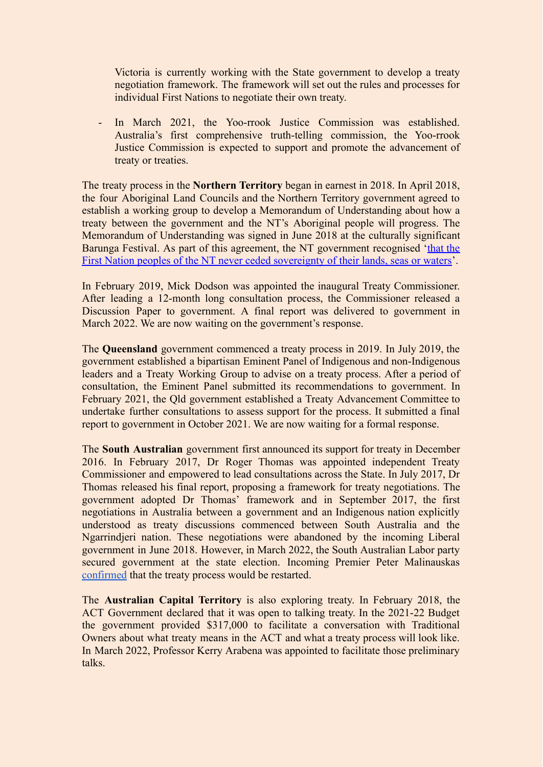Victoria is currently working with the State government to develop a treaty negotiation framework. The framework will set out the rules and processes for individual First Nations to negotiate their own treaty.

- In March 2021, the Yoo-rrook Justice Commission was established. Australia's first comprehensive truth-telling commission, the Yoo-rrook Justice Commission is expected to support and promote the advancement of treaty or treaties.

The treaty process in the **Northern Territory** began in earnest in 2018. In April 2018, the four Aboriginal Land Councils and the Northern Territory government agreed to establish a working group to develop a Memorandum of Understanding about how a treaty between the government and the NT's Aboriginal people will progress. The Memorandum of Understanding was signed in June 2018 at the culturally significant Barunga Festival. As part of this agreement, the NT government recognised '[that the First Nation peoples of the NT never ceded sovereignty of their lands, seas or waters]'.

In February 2019, Mick Dodson was appointed the inaugural Treaty Commissioner. After leading a 12-month long consultation process, the Commissioner released a Discussion Paper to government. A final report was delivered to government in March 2022. We are now waiting on the government's response.

The **Queensland** government commenced a treaty process in 2019. In July 2019, the government established a bipartisan Eminent Panel of Indigenous and non-Indigenous leaders and a Treaty Working Group to advise on a treaty process. After a period of consultation, the Eminent Panel submitted its recommendations to government. In February 2021, the Qld government established a Treaty Advancement Committee to undertake further consultations to assess support for the process. It submitted a final report to government in October 2021. We are now waiting for a formal response.

The **South Australian** government first announced its support for treaty in December 2016. In February 2017, Dr Roger Thomas was appointed independent Treaty Commissioner and empowered to lead consultations across the State. In July 2017, Dr Thomas released his final report, proposing a framework for treaty negotiations. The government adopted Dr Thomas' framework and in September 2017, the first negotiations in Australia between a government and an Indigenous nation explicitly understood as treaty discussions commenced between South Australia and the Ngarrindjeri nation. These negotiations were abandoned by the incoming Liberal government in June 2018. However, in March 2022, the South Australian Labor party secured government at the state election. Incoming Premier Peter Malinauskas [confirmed] that the treaty process would be restarted.

The **Australian Capital Territory** is also exploring treaty. In February 2018, the ACT Government declared that it was open to talking treaty. In the 2021-22 Budget the government provided $317,000 to facilitate a conversation with Traditional Owners about what treaty means in the ACT and what a treaty process will look like. In March 2022, Professor Kerry Arabena was appointed to facilitate those preliminary talks.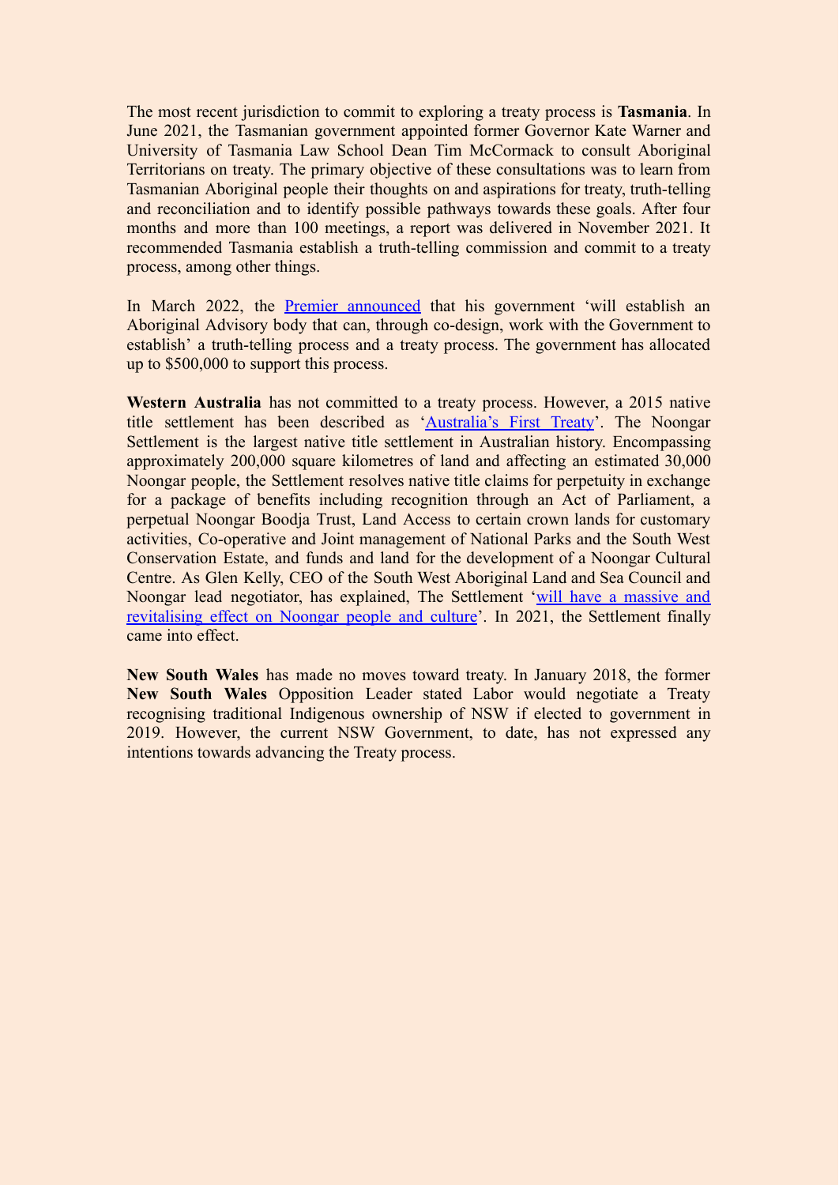The most recent jurisdiction to commit to exploring a treaty process is **Tasmania**. In June 2021, the Tasmanian government appointed former Governor Kate Warner and University of Tasmania Law School Dean Tim McCormack to consult Aboriginal Territorians on treaty. The primary objective of these consultations was to learn from Tasmanian Aboriginal people their thoughts on and aspirations for treaty, truth-telling and reconciliation and to identify possible pathways towards these goals. After four months and more than 100 meetings, a report was delivered in November 2021. It recommended Tasmania establish a truth-telling commission and commit to a treaty process, among other things.

In March 2022, the Premier announced that his government 'will establish an Aboriginal Advisory body that can, through co-design, work with the Government to establish' a truth-telling process and a treaty process. The government has allocated up to $500,000 to support this process.

**Western Australia** has not committed to a treaty process. However, a 2015 native title settlement has been described as 'Australia's First Treaty'. The Noongar Settlement is the largest native title settlement in Australian history. Encompassing approximately 200,000 square kilometres of land and affecting an estimated 30,000 Noongar people, the Settlement resolves native title claims for perpetuity in exchange for a package of benefits including recognition through an Act of Parliament, a perpetual Noongar Boodja Trust, Land Access to certain crown lands for customary activities, Co-operative and Joint management of National Parks and the South West Conservation Estate, and funds and land for the development of a Noongar Cultural Centre. As Glen Kelly, CEO of the South West Aboriginal Land and Sea Council and Noongar lead negotiator, has explained, The Settlement 'will have a massive and revitalising effect on Noongar people and culture'. In 2021, the Settlement finally came into effect.

**New South Wales** has made no moves toward treaty. In January 2018, the former **New South Wales** Opposition Leader stated Labor would negotiate a Treaty recognising traditional Indigenous ownership of NSW if elected to government in 2019. However, the current NSW Government, to date, has not expressed any intentions towards advancing the Treaty process.